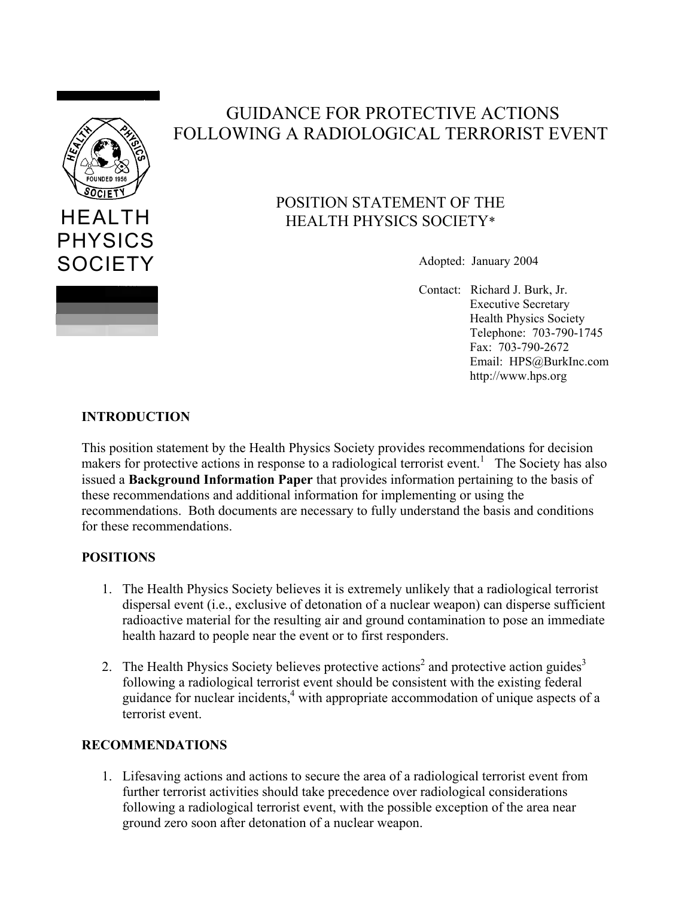HEALTH PHYSICS SOCIETY

# GUIDANCE FOR PROTECTIVE ACTIONS FOLLOWING A RADIOLOGICAL TERRORIST EVENT

## POSITION STATEMENT OF THE HEALTH PHYSICS SOCIETY*

Adopted: January 2004

Contact: Richard J. Burk, Jr.
Executive Secretary
Health Physics Society
Telephone: 703-790-1745
Fax: 703-790-2672
Email: HPS@BurkInc.com
http://www.hps.org

### INTRODUCTION

This position statement by the Health Physics Society provides recommendations for decision makers for protective actions in response to a radiological terrorist event.[1] The Society has also issued a **Background Information Paper** that provides information pertaining to the basis of these recommendations and additional information for implementing or using the recommendations. Both documents are necessary to fully understand the basis and conditions for these recommendations.

### POSITIONS

1. The Health Physics Society believes it is extremely unlikely that a radiological terrorist dispersal event (i.e., exclusive of detonation of a nuclear weapon) can disperse sufficient radioactive material for the resulting air and ground contamination to pose an immediate health hazard to people near the event or to first responders.

2. The Health Physics Society believes protective actions[2] and protective action guides[3] following a radiological terrorist event should be consistent with the existing federal guidance for nuclear incidents,[4] with appropriate accommodation of unique aspects of a terrorist event.

### RECOMMENDATIONS

1. Lifesaving actions and actions to secure the area of a radiological terrorist event from further terrorist activities should take precedence over radiological considerations following a radiological terrorist event, with the possible exception of the area near ground zero soon after detonation of a nuclear weapon.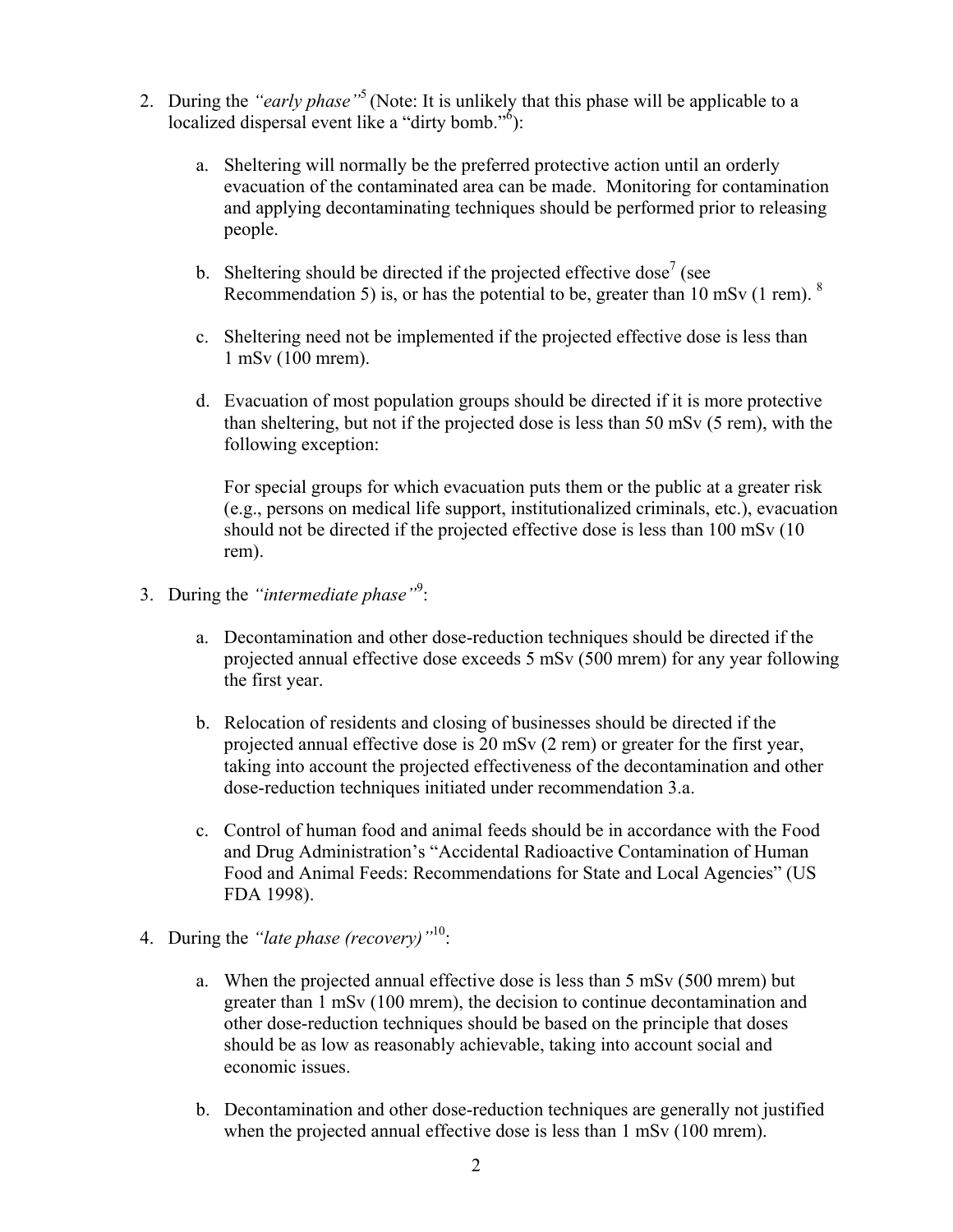2. During the *"early phase"*[5] (Note: It is unlikely that this phase will be applicable to a localized dispersal event like a "dirty bomb."[6]):

   a. Sheltering will normally be the preferred protective action until an orderly evacuation of the contaminated area can be made. Monitoring for contamination and applying decontaminating techniques should be performed prior to releasing people.

   b. Sheltering should be directed if the projected effective dose[7] (see Recommendation 5) is, or has the potential to be, greater than 10 mSv (1 rem). [8]

   c. Sheltering need not be implemented if the projected effective dose is less than 1 mSv (100 mrem).

   d. Evacuation of most population groups should be directed if it is more protective than sheltering, but not if the projected dose is less than 50 mSv (5 rem), with the following exception:

      For special groups for which evacuation puts them or the public at a greater risk (e.g., persons on medical life support, institutionalized criminals, etc.), evacuation should not be directed if the projected effective dose is less than 100 mSv (10 rem).

3. During the *"intermediate phase"*[9]:

   a. Decontamination and other dose-reduction techniques should be directed if the projected annual effective dose exceeds 5 mSv (500 mrem) for any year following the first year.

   b. Relocation of residents and closing of businesses should be directed if the projected annual effective dose is 20 mSv (2 rem) or greater for the first year, taking into account the projected effectiveness of the decontamination and other dose-reduction techniques initiated under recommendation 3.a.

   c. Control of human food and animal feeds should be in accordance with the Food and Drug Administration's "Accidental Radioactive Contamination of Human Food and Animal Feeds: Recommendations for State and Local Agencies" (US FDA 1998).

4. During the *"late phase (recovery)"*[10]:

   a. When the projected annual effective dose is less than 5 mSv (500 mrem) but greater than 1 mSv (100 mrem), the decision to continue decontamination and other dose-reduction techniques should be based on the principle that doses should be as low as reasonably achievable, taking into account social and economic issues.

   b. Decontamination and other dose-reduction techniques are generally not justified when the projected annual effective dose is less than 1 mSv (100 mrem).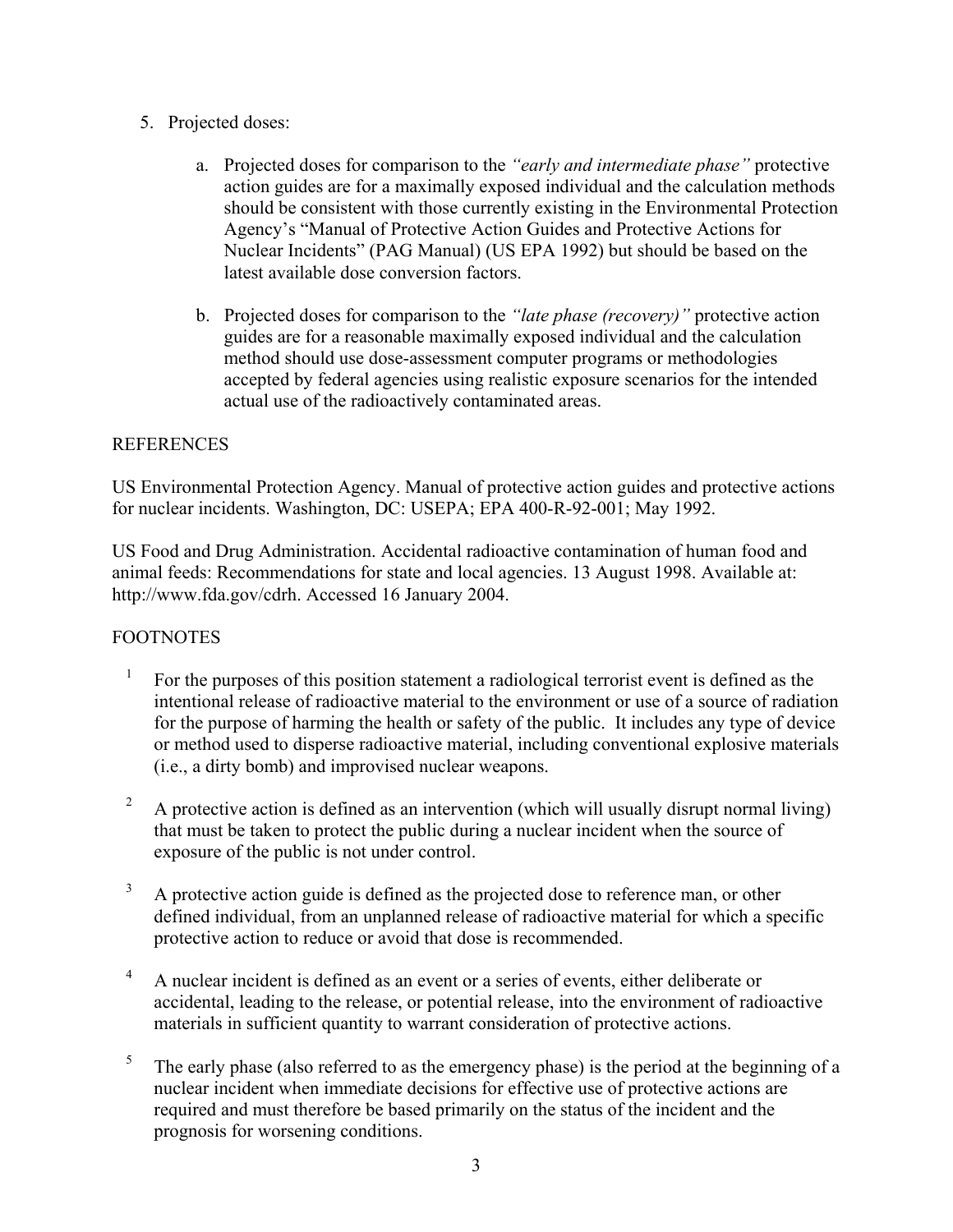5. Projected doses:

    a. Projected doses for comparison to the *"early and intermediate phase"* protective action guides are for a maximally exposed individual and the calculation methods should be consistent with those currently existing in the Environmental Protection Agency's "Manual of Protective Action Guides and Protective Actions for Nuclear Incidents" (PAG Manual) (US EPA 1992) but should be based on the latest available dose conversion factors.

    b. Projected doses for comparison to the *"late phase (recovery)"* protective action guides are for a reasonable maximally exposed individual and the calculation method should use dose-assessment computer programs or methodologies accepted by federal agencies using realistic exposure scenarios for the intended actual use of the radioactively contaminated areas.

REFERENCES

US Environmental Protection Agency. Manual of protective action guides and protective actions for nuclear incidents. Washington, DC: USEPA; EPA 400-R-92-001; May 1992.

US Food and Drug Administration. Accidental radioactive contamination of human food and animal feeds: Recommendations for state and local agencies. 13 August 1998. Available at: http://www.fda.gov/cdrh. Accessed 16 January 2004.

FOOTNOTES

[1] For the purposes of this position statement a radiological terrorist event is defined as the intentional release of radioactive material to the environment or use of a source of radiation for the purpose of harming the health or safety of the public. It includes any type of device or method used to disperse radioactive material, including conventional explosive materials (i.e., a dirty bomb) and improvised nuclear weapons.

[2] A protective action is defined as an intervention (which will usually disrupt normal living) that must be taken to protect the public during a nuclear incident when the source of exposure of the public is not under control.

[3] A protective action guide is defined as the projected dose to reference man, or other defined individual, from an unplanned release of radioactive material for which a specific protective action to reduce or avoid that dose is recommended.

[4] A nuclear incident is defined as an event or a series of events, either deliberate or accidental, leading to the release, or potential release, into the environment of radioactive materials in sufficient quantity to warrant consideration of protective actions.

[5] The early phase (also referred to as the emergency phase) is the period at the beginning of a nuclear incident when immediate decisions for effective use of protective actions are required and must therefore be based primarily on the status of the incident and the prognosis for worsening conditions.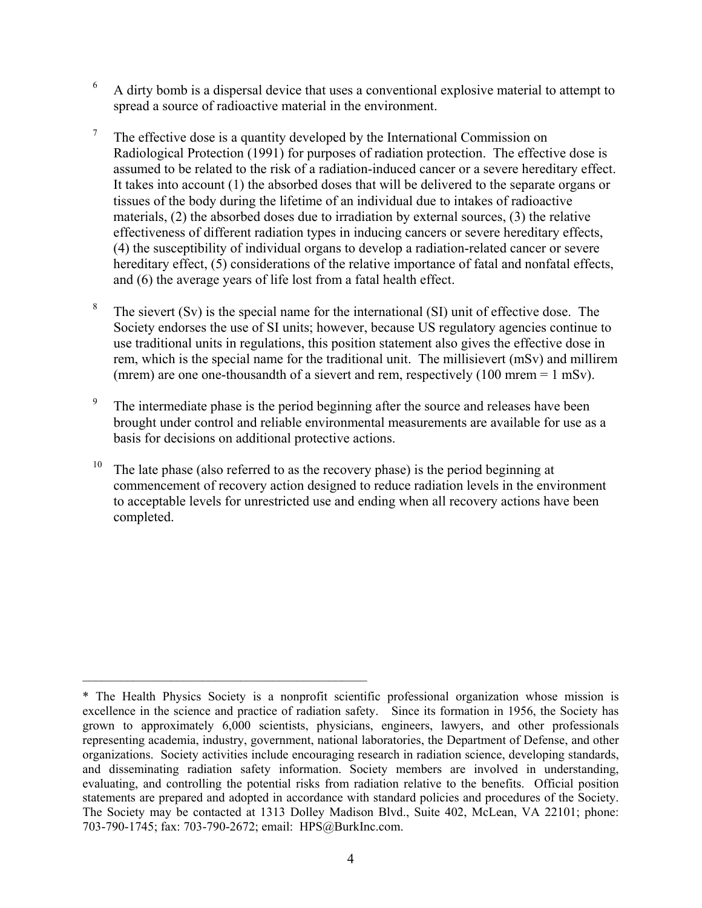[6] A dirty bomb is a dispersal device that uses a conventional explosive material to attempt to spread a source of radioactive material in the environment.

[7] The effective dose is a quantity developed by the International Commission on Radiological Protection (1991) for purposes of radiation protection. The effective dose is assumed to be related to the risk of a radiation-induced cancer or a severe hereditary effect. It takes into account (1) the absorbed doses that will be delivered to the separate organs or tissues of the body during the lifetime of an individual due to intakes of radioactive materials, (2) the absorbed doses due to irradiation by external sources, (3) the relative effectiveness of different radiation types in inducing cancers or severe hereditary effects, (4) the susceptibility of individual organs to develop a radiation-related cancer or severe hereditary effect, (5) considerations of the relative importance of fatal and nonfatal effects, and (6) the average years of life lost from a fatal health effect.

[8] The sievert (Sv) is the special name for the international (SI) unit of effective dose. The Society endorses the use of SI units; however, because US regulatory agencies continue to use traditional units in regulations, this position statement also gives the effective dose in rem, which is the special name for the traditional unit. The millisievert (mSv) and millirem (mrem) are one one-thousandth of a sievert and rem, respectively (100 mrem = 1 mSv).

[9] The intermediate phase is the period beginning after the source and releases have been brought under control and reliable environmental measurements are available for use as a basis for decisions on additional protective actions.

[10] The late phase (also referred to as the recovery phase) is the period beginning at commencement of recovery action designed to reduce radiation levels in the environment to acceptable levels for unrestricted use and ending when all recovery actions have been completed.

---

\* The Health Physics Society is a nonprofit scientific professional organization whose mission is excellence in the science and practice of radiation safety. Since its formation in 1956, the Society has grown to approximately 6,000 scientists, physicians, engineers, lawyers, and other professionals representing academia, industry, government, national laboratories, the Department of Defense, and other organizations. Society activities include encouraging research in radiation science, developing standards, and disseminating radiation safety information. Society members are involved in understanding, evaluating, and controlling the potential risks from radiation relative to the benefits. Official position statements are prepared and adopted in accordance with standard policies and procedures of the Society. The Society may be contacted at 1313 Dolley Madison Blvd., Suite 402, McLean, VA 22101; phone: 703-790-1745; fax: 703-790-2672; email: HPS@BurkInc.com.